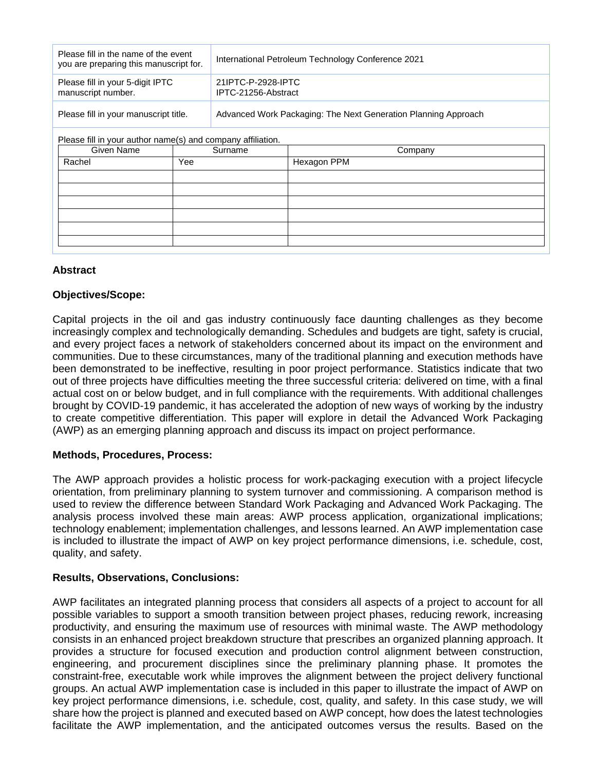| Please fill in the name of the event you are preparing this manuscript for. | International Petroleum Technology Conference 2021 |
|---|---|
| Please fill in your 5-digit IPTC manuscript number. | 21IPTC-P-2928-IPTC<br>IPTC-21256-Abstract |
| Please fill in your manuscript title. | Advanced Work Packaging: The Next Generation Planning Approach |

Please fill in your author name(s) and company affiliation.

| Given Name | Surname | Company |
|---|---|---|
| Rachel | Yee | Hexagon PPM |
| | | |
| | | |
| | | |
| | | |
| | | |
| | | |

**Abstract**

**Objectives/Scope:**

Capital projects in the oil and gas industry continuously face daunting challenges as they become increasingly complex and technologically demanding. Schedules and budgets are tight, safety is crucial, and every project faces a network of stakeholders concerned about its impact on the environment and communities. Due to these circumstances, many of the traditional planning and execution methods have been demonstrated to be ineffective, resulting in poor project performance. Statistics indicate that two out of three projects have difficulties meeting the three successful criteria: delivered on time, with a final actual cost on or below budget, and in full compliance with the requirements. With additional challenges brought by COVID-19 pandemic, it has accelerated the adoption of new ways of working by the industry to create competitive differentiation. This paper will explore in detail the Advanced Work Packaging (AWP) as an emerging planning approach and discuss its impact on project performance.

**Methods, Procedures, Process:**

The AWP approach provides a holistic process for work-packaging execution with a project lifecycle orientation, from preliminary planning to system turnover and commissioning. A comparison method is used to review the difference between Standard Work Packaging and Advanced Work Packaging. The analysis process involved these main areas: AWP process application, organizational implications; technology enablement; implementation challenges, and lessons learned. An AWP implementation case is included to illustrate the impact of AWP on key project performance dimensions, i.e. schedule, cost, quality, and safety.

**Results, Observations, Conclusions:**

AWP facilitates an integrated planning process that considers all aspects of a project to account for all possible variables to support a smooth transition between project phases, reducing rework, increasing productivity, and ensuring the maximum use of resources with minimal waste. The AWP methodology consists in an enhanced project breakdown structure that prescribes an organized planning approach. It provides a structure for focused execution and production control alignment between construction, engineering, and procurement disciplines since the preliminary planning phase. It promotes the constraint-free, executable work while improves the alignment between the project delivery functional groups. An actual AWP implementation case is included in this paper to illustrate the impact of AWP on key project performance dimensions, i.e. schedule, cost, quality, and safety. In this case study, we will share how the project is planned and executed based on AWP concept, how does the latest technologies facilitate the AWP implementation, and the anticipated outcomes versus the results. Based on the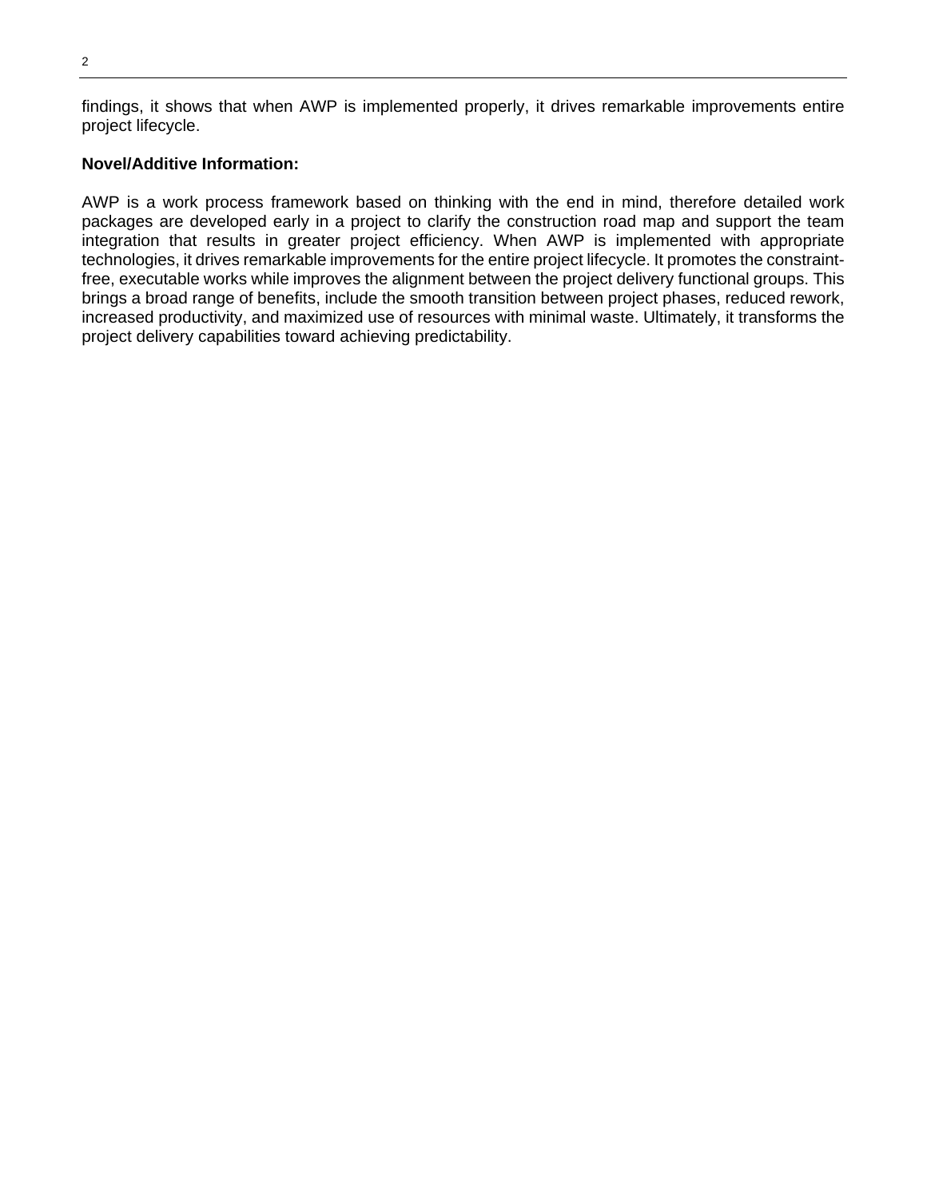findings, it shows that when AWP is implemented properly, it drives remarkable improvements entire project lifecycle.

**Novel/Additive Information:**

AWP is a work process framework based on thinking with the end in mind, therefore detailed work packages are developed early in a project to clarify the construction road map and support the team integration that results in greater project efficiency. When AWP is implemented with appropriate technologies, it drives remarkable improvements for the entire project lifecycle. It promotes the constraint-free, executable works while improves the alignment between the project delivery functional groups. This brings a broad range of benefits, include the smooth transition between project phases, reduced rework, increased productivity, and maximized use of resources with minimal waste. Ultimately, it transforms the project delivery capabilities toward achieving predictability.